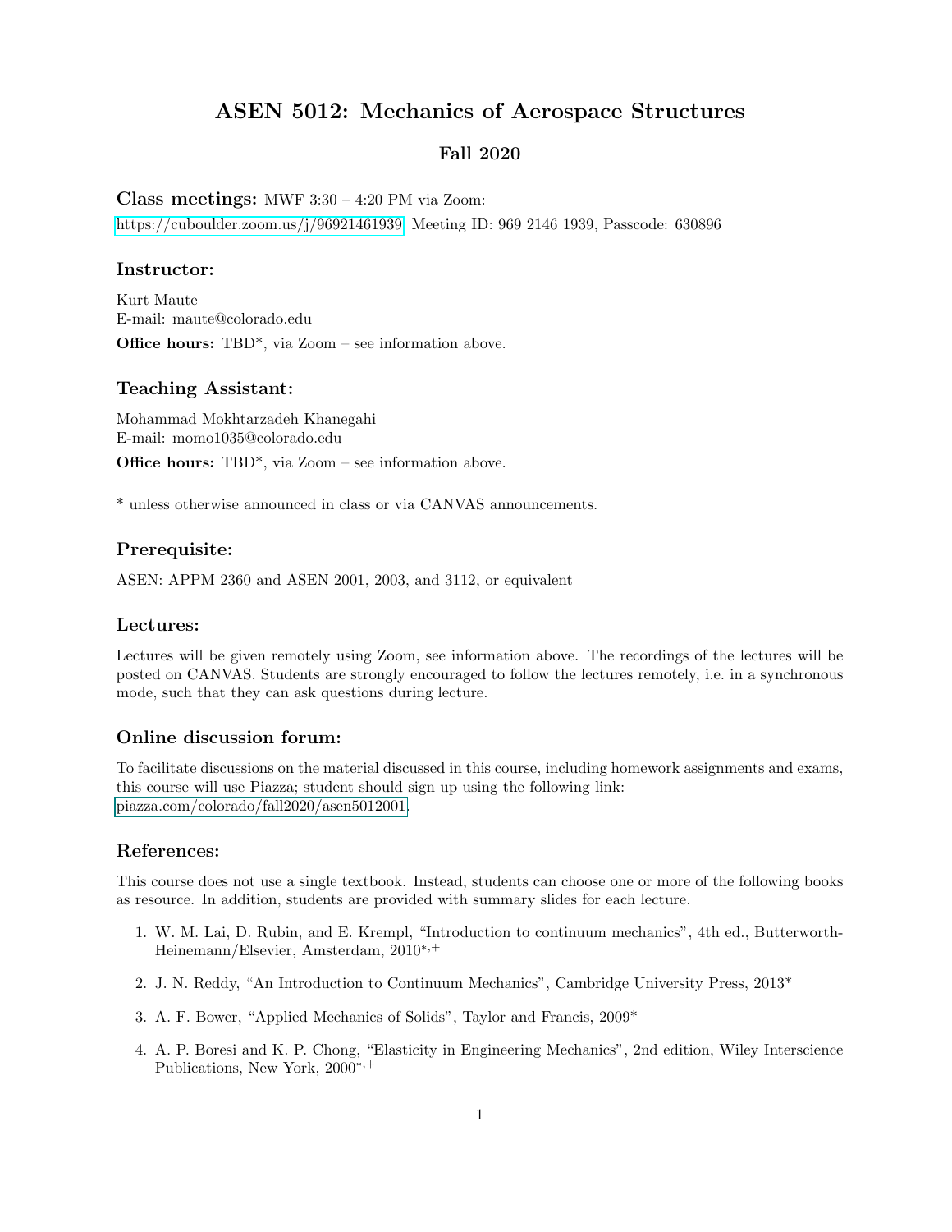# ASEN 5012: Mechanics of Aerospace Structures

## Fall 2020

**Class meetings:** MWF 3:30 – 4:20 PM via Zoom:
https://cuboulder.zoom.us/j/96921461939, Meeting ID: 969 2146 1939, Passcode: 630896

### Instructor:

Kurt Maute
E-mail: maute@colorado.edu

**Office hours:** TBD*, via Zoom – see information above.

### Teaching Assistant:

Mohammad Mokhtarzadeh Khanegahi
E-mail: momo1035@colorado.edu

**Office hours:** TBD*, via Zoom – see information above.

* unless otherwise announced in class or via CANVAS announcements.

### Prerequisite:

ASEN: APPM 2360 and ASEN 2001, 2003, and 3112, or equivalent

### Lectures:

Lectures will be given remotely using Zoom, see information above. The recordings of the lectures will be posted on CANVAS. Students are strongly encouraged to follow the lectures remotely, i.e. in a synchronous mode, such that they can ask questions during lecture.

### Online discussion forum:

To facilitate discussions on the material discussed in this course, including homework assignments and exams, this course will use Piazza; student should sign up using the following link:
piazza.com/colorado/fall2020/asen5012001.

### References:

This course does not use a single textbook. Instead, students can choose one or more of the following books as resource. In addition, students are provided with summary slides for each lecture.

1. W. M. Lai, D. Rubin, and E. Krempl, "Introduction to continuum mechanics", 4th ed., Butterworth-Heinemann/Elsevier, Amsterdam, 2010*,+
2. J. N. Reddy, "An Introduction to Continuum Mechanics", Cambridge University Press, 2013*
3. A. F. Bower, "Applied Mechanics of Solids", Taylor and Francis, 2009*
4. A. P. Boresi and K. P. Chong, "Elasticity in Engineering Mechanics", 2nd edition, Wiley Interscience Publications, New York, 2000*,+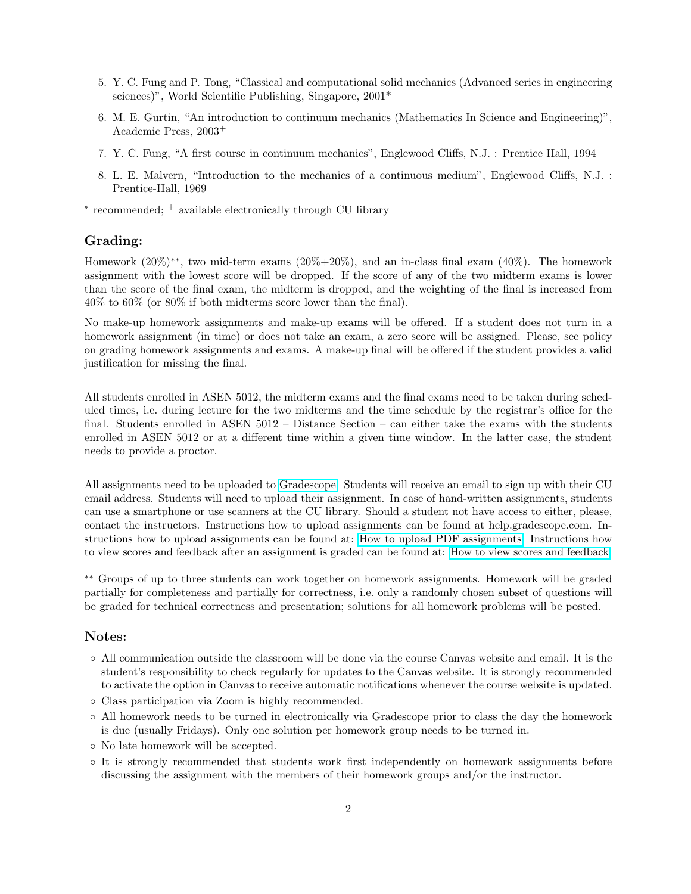5. Y. C. Fung and P. Tong, "Classical and computational solid mechanics (Advanced series in engineering sciences)", World Scientific Publishing, Singapore, 2001*

6. M. E. Gurtin, "An introduction to continuum mechanics (Mathematics In Science and Engineering)", Academic Press, 2003+

7. Y. C. Fung, "A first course in continuum mechanics", Englewood Cliffs, N.J. : Prentice Hall, 1994

8. L. E. Malvern, "Introduction to the mechanics of a continuous medium", Englewood Cliffs, N.J. : Prentice-Hall, 1969

* recommended; + available electronically through CU library

## Grading:

Homework (20%)**, two mid-term exams (20%+20%), and an in-class final exam (40%). The homework assignment with the lowest score will be dropped. If the score of any of the two midterm exams is lower than the score of the final exam, the midterm is dropped, and the weighting of the final is increased from 40% to 60% (or 80% if both midterms score lower than the final).

No make-up homework assignments and make-up exams will be offered. If a student does not turn in a homework assignment (in time) or does not take an exam, a zero score will be assigned. Please, see policy on grading homework assignments and exams. A make-up final will be offered if the student provides a valid justification for missing the final.

All students enrolled in ASEN 5012, the midterm exams and the final exams need to be taken during scheduled times, i.e. during lecture for the two midterms and the time schedule by the registrar's office for the final. Students enrolled in ASEN 5012 – Distance Section – can either take the exams with the students enrolled in ASEN 5012 or at a different time within a given time window. In the latter case, the student needs to provide a proctor.

All assignments need to be uploaded to Gradescope. Students will receive an email to sign up with their CU email address. Students will need to upload their assignment. In case of hand-written assignments, students can use a smartphone or use scanners at the CU library. Should a student not have access to either, please, contact the instructors. Instructions how to upload assignments can be found at help.gradescope.com. Instructions how to upload assignments can be found at: How to upload PDF assignments. Instructions how to view scores and feedback after an assignment is graded can be found at: How to view scores and feedback.

** Groups of up to three students can work together on homework assignments. Homework will be graded partially for completeness and partially for correctness, i.e. only a randomly chosen subset of questions will be graded for technical correctness and presentation; solutions for all homework problems will be posted.

## Notes:

- All communication outside the classroom will be done via the course Canvas website and email. It is the student's responsibility to check regularly for updates to the Canvas website. It is strongly recommended to activate the option in Canvas to receive automatic notifications whenever the course website is updated.
- Class participation via Zoom is highly recommended.
- All homework needs to be turned in electronically via Gradescope prior to class the day the homework is due (usually Fridays). Only one solution per homework group needs to be turned in.
- No late homework will be accepted.
- It is strongly recommended that students work first independently on homework assignments before discussing the assignment with the members of their homework groups and/or the instructor.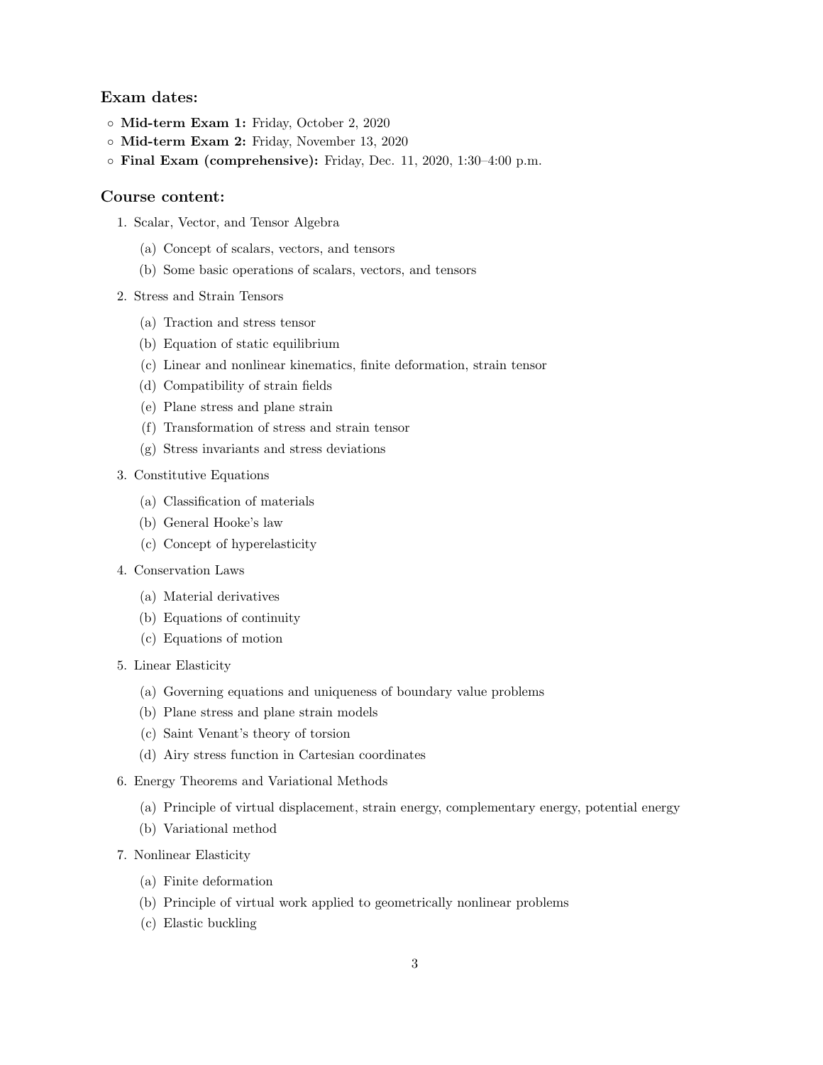### Exam dates:

- **Mid-term Exam 1:** Friday, October 2, 2020
- **Mid-term Exam 2:** Friday, November 13, 2020
- **Final Exam (comprehensive):** Friday, Dec. 11, 2020, 1:30–4:00 p.m.

### Course content:

1. Scalar, Vector, and Tensor Algebra
   (a) Concept of scalars, vectors, and tensors
   (b) Some basic operations of scalars, vectors, and tensors
2. Stress and Strain Tensors
   (a) Traction and stress tensor
   (b) Equation of static equilibrium
   (c) Linear and nonlinear kinematics, finite deformation, strain tensor
   (d) Compatibility of strain fields
   (e) Plane stress and plane strain
   (f) Transformation of stress and strain tensor
   (g) Stress invariants and stress deviations
3. Constitutive Equations
   (a) Classification of materials
   (b) General Hooke's law
   (c) Concept of hyperelasticity
4. Conservation Laws
   (a) Material derivatives
   (b) Equations of continuity
   (c) Equations of motion
5. Linear Elasticity
   (a) Governing equations and uniqueness of boundary value problems
   (b) Plane stress and plane strain models
   (c) Saint Venant's theory of torsion
   (d) Airy stress function in Cartesian coordinates
6. Energy Theorems and Variational Methods
   (a) Principle of virtual displacement, strain energy, complementary energy, potential energy
   (b) Variational method
7. Nonlinear Elasticity
   (a) Finite deformation
   (b) Principle of virtual work applied to geometrically nonlinear problems
   (c) Elastic buckling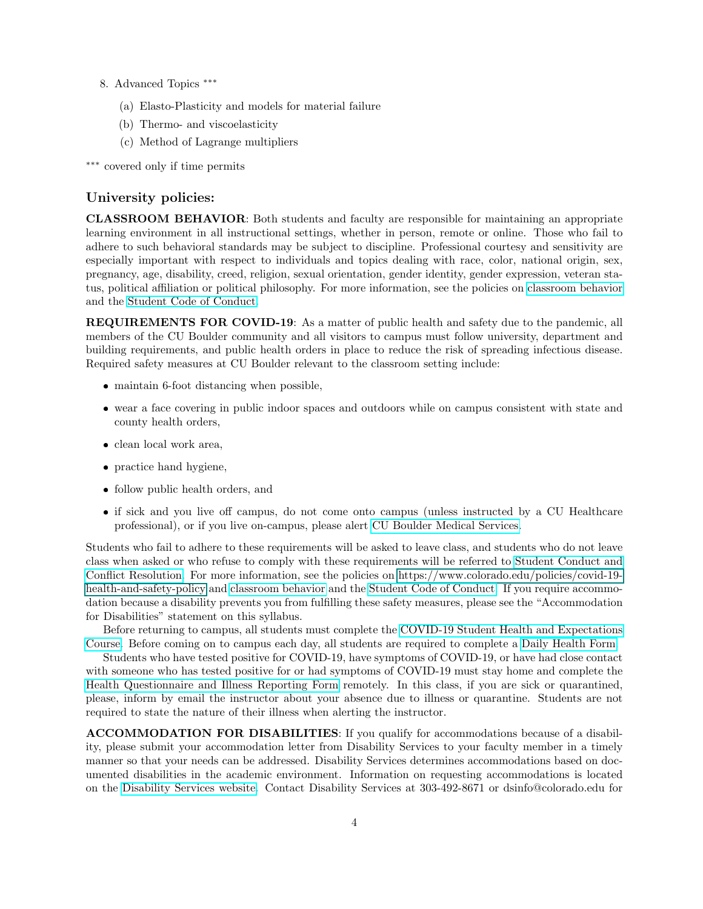8. Advanced Topics ***
   (a) Elasto-Plasticity and models for material failure
   (b) Thermo- and viscoelasticity
   (c) Method of Lagrange multipliers

*** covered only if time permits

## University policies:

**CLASSROOM BEHAVIOR**: Both students and faculty are responsible for maintaining an appropriate learning environment in all instructional settings, whether in person, remote or online. Those who fail to adhere to such behavioral standards may be subject to discipline. Professional courtesy and sensitivity are especially important with respect to individuals and topics dealing with race, color, national origin, sex, pregnancy, age, disability, creed, religion, sexual orientation, gender identity, gender expression, veteran status, political affiliation or political philosophy. For more information, see the policies on classroom behavior and the Student Code of Conduct.

**REQUIREMENTS FOR COVID-19**: As a matter of public health and safety due to the pandemic, all members of the CU Boulder community and all visitors to campus must follow university, department and building requirements, and public health orders in place to reduce the risk of spreading infectious disease. Required safety measures at CU Boulder relevant to the classroom setting include:

- maintain 6-foot distancing when possible,
- wear a face covering in public indoor spaces and outdoors while on campus consistent with state and county health orders,
- clean local work area,
- practice hand hygiene,
- follow public health orders, and
- if sick and you live off campus, do not come onto campus (unless instructed by a CU Healthcare professional), or if you live on-campus, please alert CU Boulder Medical Services.

Students who fail to adhere to these requirements will be asked to leave class, and students who do not leave class when asked or who refuse to comply with these requirements will be referred to Student Conduct and Conflict Resolution. For more information, see the policies on https://www.colorado.edu/policies/covid-19-health-and-safety-policy and classroom behavior and the Student Code of Conduct. If you require accommodation because a disability prevents you from fulfilling these safety measures, please see the "Accommodation for Disabilities" statement on this syllabus.

Before returning to campus, all students must complete the COVID-19 Student Health and Expectations Course. Before coming on to campus each day, all students are required to complete a Daily Health Form.

Students who have tested positive for COVID-19, have symptoms of COVID-19, or have had close contact with someone who has tested positive for or had symptoms of COVID-19 must stay home and complete the Health Questionnaire and Illness Reporting Form remotely. In this class, if you are sick or quarantined, please, inform by email the instructor about your absence due to illness or quarantine. Students are not required to state the nature of their illness when alerting the instructor.

**ACCOMMODATION FOR DISABILITIES**: If you qualify for accommodations because of a disability, please submit your accommodation letter from Disability Services to your faculty member in a timely manner so that your needs can be addressed. Disability Services determines accommodations based on documented disabilities in the academic environment. Information on requesting accommodations is located on the Disability Services website. Contact Disability Services at 303-492-8671 or dsinfo@colorado.edu for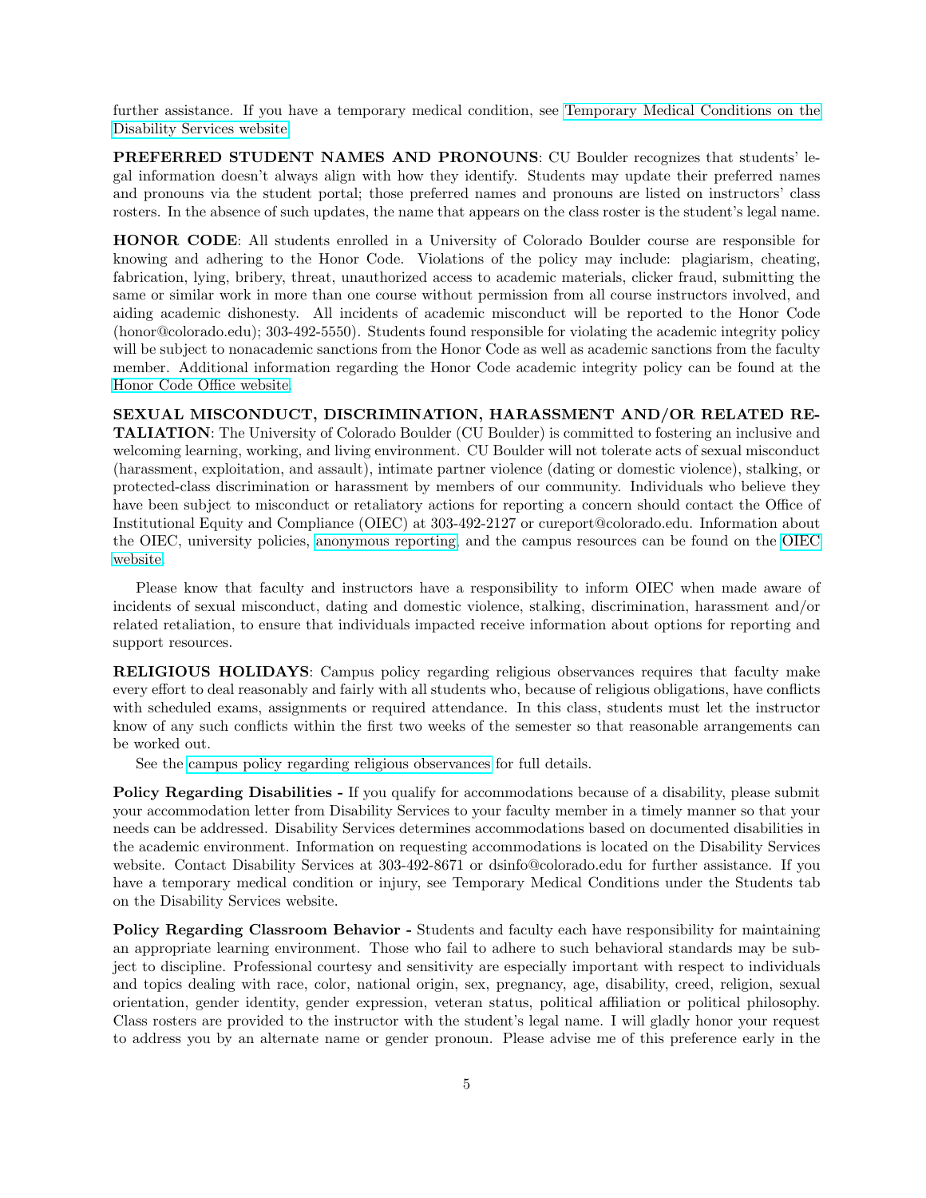further assistance. If you have a temporary medical condition, see Temporary Medical Conditions on the Disability Services website.

**PREFERRED STUDENT NAMES AND PRONOUNS**: CU Boulder recognizes that students' legal information doesn't always align with how they identify. Students may update their preferred names and pronouns via the student portal; those preferred names and pronouns are listed on instructors' class rosters. In the absence of such updates, the name that appears on the class roster is the student's legal name.

**HONOR CODE**: All students enrolled in a University of Colorado Boulder course are responsible for knowing and adhering to the Honor Code. Violations of the policy may include: plagiarism, cheating, fabrication, lying, bribery, threat, unauthorized access to academic materials, clicker fraud, submitting the same or similar work in more than one course without permission from all course instructors involved, and aiding academic dishonesty. All incidents of academic misconduct will be reported to the Honor Code (honor@colorado.edu); 303-492-5550). Students found responsible for violating the academic integrity policy will be subject to nonacademic sanctions from the Honor Code as well as academic sanctions from the faculty member. Additional information regarding the Honor Code academic integrity policy can be found at the Honor Code Office website.

**SEXUAL MISCONDUCT, DISCRIMINATION, HARASSMENT AND/OR RELATED RETALIATION**: The University of Colorado Boulder (CU Boulder) is committed to fostering an inclusive and welcoming learning, working, and living environment. CU Boulder will not tolerate acts of sexual misconduct (harassment, exploitation, and assault), intimate partner violence (dating or domestic violence), stalking, or protected-class discrimination or harassment by members of our community. Individuals who believe they have been subject to misconduct or retaliatory actions for reporting a concern should contact the Office of Institutional Equity and Compliance (OIEC) at 303-492-2127 or cureport@colorado.edu. Information about the OIEC, university policies, anonymous reporting, and the campus resources can be found on the OIEC website.

Please know that faculty and instructors have a responsibility to inform OIEC when made aware of incidents of sexual misconduct, dating and domestic violence, stalking, discrimination, harassment and/or related retaliation, to ensure that individuals impacted receive information about options for reporting and support resources.

**RELIGIOUS HOLIDAYS**: Campus policy regarding religious observances requires that faculty make every effort to deal reasonably and fairly with all students who, because of religious obligations, have conflicts with scheduled exams, assignments or required attendance. In this class, students must let the instructor know of any such conflicts within the first two weeks of the semester so that reasonable arrangements can be worked out.

See the campus policy regarding religious observances for full details.

**Policy Regarding Disabilities -** If you qualify for accommodations because of a disability, please submit your accommodation letter from Disability Services to your faculty member in a timely manner so that your needs can be addressed. Disability Services determines accommodations based on documented disabilities in the academic environment. Information on requesting accommodations is located on the Disability Services website. Contact Disability Services at 303-492-8671 or dsinfo@colorado.edu for further assistance. If you have a temporary medical condition or injury, see Temporary Medical Conditions under the Students tab on the Disability Services website.

**Policy Regarding Classroom Behavior -** Students and faculty each have responsibility for maintaining an appropriate learning environment. Those who fail to adhere to such behavioral standards may be subject to discipline. Professional courtesy and sensitivity are especially important with respect to individuals and topics dealing with race, color, national origin, sex, pregnancy, age, disability, creed, religion, sexual orientation, gender identity, gender expression, veteran status, political affiliation or political philosophy. Class rosters are provided to the instructor with the student's legal name. I will gladly honor your request to address you by an alternate name or gender pronoun. Please advise me of this preference early in the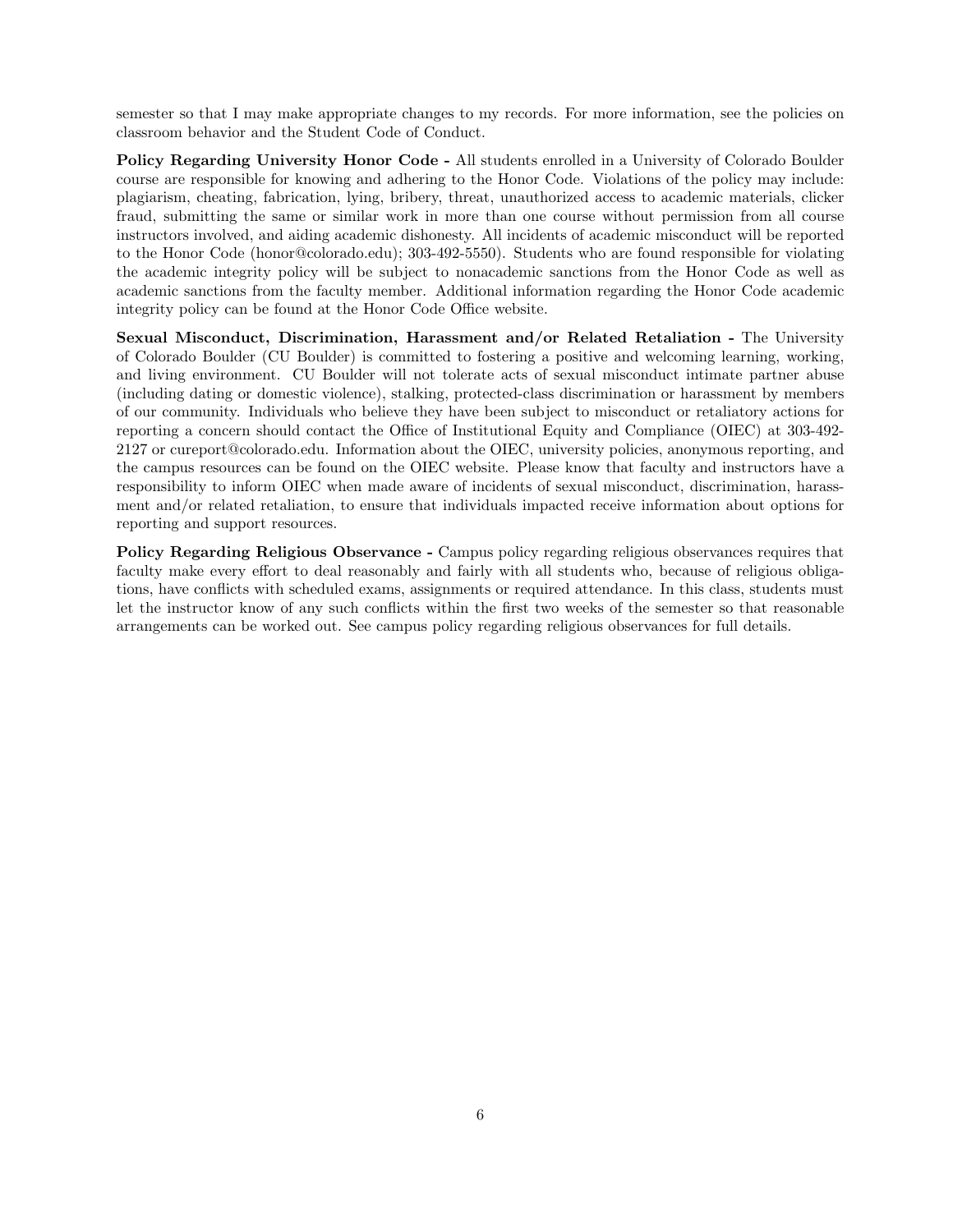semester so that I may make appropriate changes to my records. For more information, see the policies on classroom behavior and the Student Code of Conduct.

**Policy Regarding University Honor Code -** All students enrolled in a University of Colorado Boulder course are responsible for knowing and adhering to the Honor Code. Violations of the policy may include: plagiarism, cheating, fabrication, lying, bribery, threat, unauthorized access to academic materials, clicker fraud, submitting the same or similar work in more than one course without permission from all course instructors involved, and aiding academic dishonesty. All incidents of academic misconduct will be reported to the Honor Code (honor@colorado.edu); 303-492-5550). Students who are found responsible for violating the academic integrity policy will be subject to nonacademic sanctions from the Honor Code as well as academic sanctions from the faculty member. Additional information regarding the Honor Code academic integrity policy can be found at the Honor Code Office website.

**Sexual Misconduct, Discrimination, Harassment and/or Related Retaliation -** The University of Colorado Boulder (CU Boulder) is committed to fostering a positive and welcoming learning, working, and living environment. CU Boulder will not tolerate acts of sexual misconduct intimate partner abuse (including dating or domestic violence), stalking, protected-class discrimination or harassment by members of our community. Individuals who believe they have been subject to misconduct or retaliatory actions for reporting a concern should contact the Office of Institutional Equity and Compliance (OIEC) at 303-492-2127 or cureport@colorado.edu. Information about the OIEC, university policies, anonymous reporting, and the campus resources can be found on the OIEC website. Please know that faculty and instructors have a responsibility to inform OIEC when made aware of incidents of sexual misconduct, discrimination, harassment and/or related retaliation, to ensure that individuals impacted receive information about options for reporting and support resources.

**Policy Regarding Religious Observance -** Campus policy regarding religious observances requires that faculty make every effort to deal reasonably and fairly with all students who, because of religious obligations, have conflicts with scheduled exams, assignments or required attendance. In this class, students must let the instructor know of any such conflicts within the first two weeks of the semester so that reasonable arrangements can be worked out. See campus policy regarding religious observances for full details.